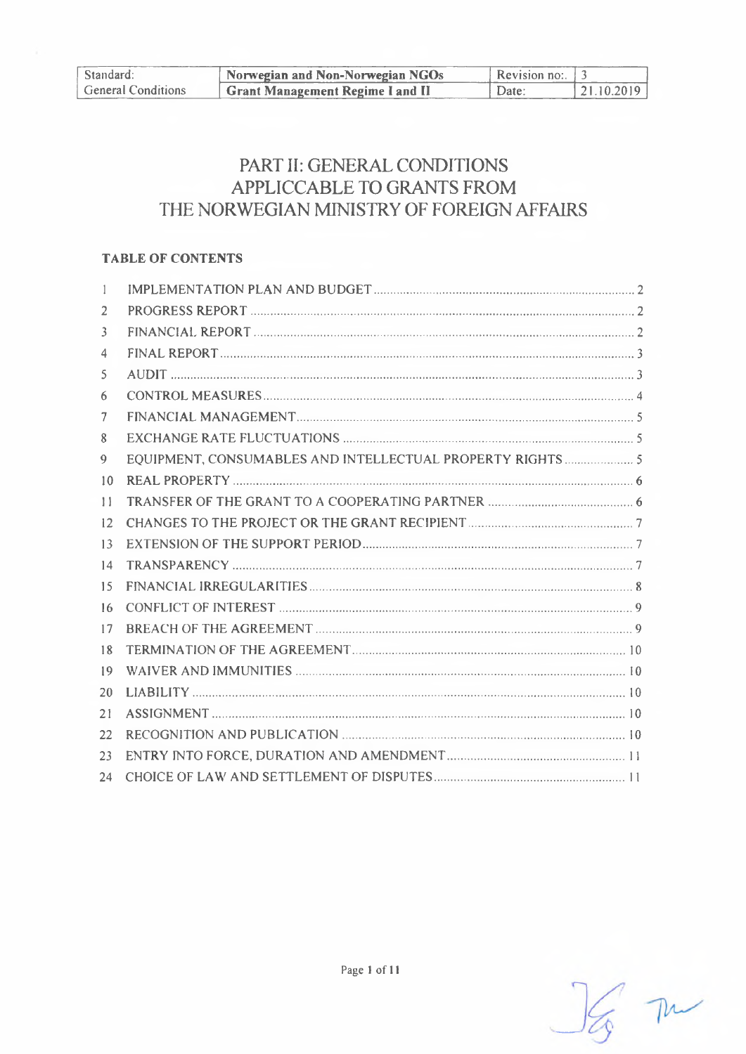| Standard: | Norwegian and Non-Norwegian NGOs | Revision no:. | 3 |
|---|---|---|---|
| General Conditions | **Grant Management Regime I and II** | Date: | 21.10.2019 |

# PART II: GENERAL CONDITIONS APPLICCABLE TO GRANTS FROM THE NORWEGIAN MINISTRY OF FOREIGN AFFAIRS

**TABLE OF CONTENTS**

| | | |
|---|---|---|
| 1 | IMPLEMENTATION PLAN AND BUDGET | 2 |
| 2 | PROGRESS REPORT | 2 |
| 3 | FINANCIAL REPORT | 2 |
| 4 | FINAL REPORT | 3 |
| 5 | AUDIT | 3 |
| 6 | CONTROL MEASURES | 4 |
| 7 | FINANCIAL MANAGEMENT | 5 |
| 8 | EXCHANGE RATE FLUCTUATIONS | 5 |
| 9 | EQUIPMENT, CONSUMABLES AND INTELLECTUAL PROPERTY RIGHTS | 5 |
| 10 | REAL PROPERTY | 6 |
| 11 | TRANSFER OF THE GRANT TO A COOPERATING PARTNER | 6 |
| 12 | CHANGES TO THE PROJECT OR THE GRANT RECIPIENT | 7 |
| 13 | EXTENSION OF THE SUPPORT PERIOD | 7 |
| 14 | TRANSPARENCY | 7 |
| 15 | FINANCIAL IRREGULARITIES | 8 |
| 16 | CONFLICT OF INTEREST | 9 |
| 17 | BREACH OF THE AGREEMENT | 9 |
| 18 | TERMINATION OF THE AGREEMENT | 10 |
| 19 | WAIVER AND IMMUNITIES | 10 |
| 20 | LIABILITY | 10 |
| 21 | ASSIGNMENT | 10 |
| 22 | RECOGNITION AND PUBLICATION | 10 |
| 23 | ENTRY INTO FORCE, DURATION AND AMENDMENT | 11 |
| 24 | CHOICE OF LAW AND SETTLEMENT OF DISPUTES | 11 |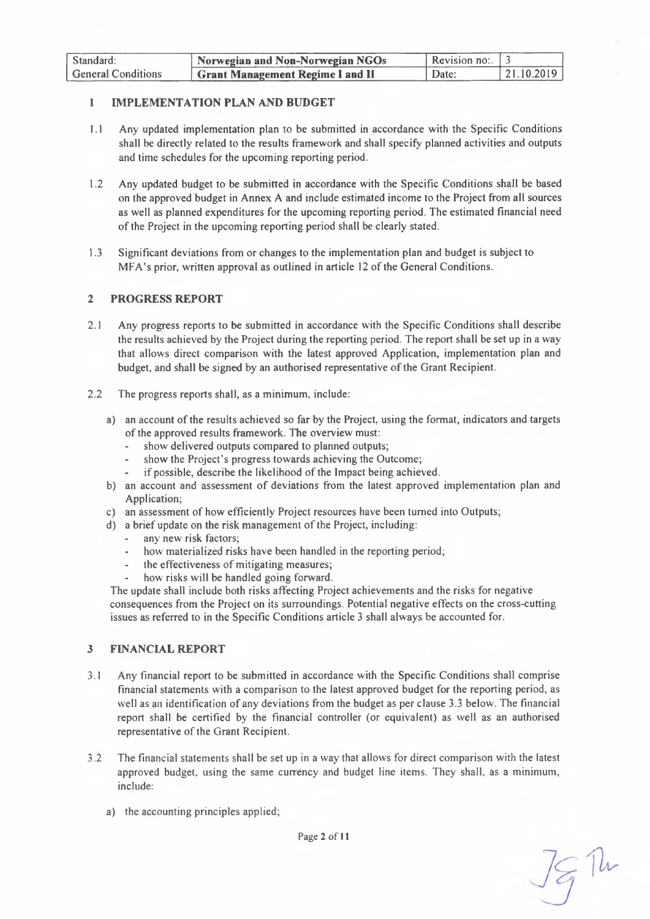## 1 IMPLEMENTATION PLAN AND BUDGET

1.1 Any updated implementation plan to be submitted in accordance with the Specific Conditions shall be directly related to the results framework and shall specify planned activities and outputs and time schedules for the upcoming reporting period.

1.2 Any updated budget to be submitted in accordance with the Specific Conditions shall be based on the approved budget in Annex A and include estimated income to the Project from all sources as well as planned expenditures for the upcoming reporting period. The estimated financial need of the Project in the upcoming reporting period shall be clearly stated.

1.3 Significant deviations from or changes to the implementation plan and budget is subject to MFA's prior, written approval as outlined in article 12 of the General Conditions.

## 2 PROGRESS REPORT

2.1 Any progress reports to be submitted in accordance with the Specific Conditions shall describe the results achieved by the Project during the reporting period. The report shall be set up in a way that allows direct comparison with the latest approved Application, implementation plan and budget, and shall be signed by an authorised representative of the Grant Recipient.

2.2 The progress reports shall, as a minimum, include:

a) an account of the results achieved so far by the Project, using the format, indicators and targets of the approved results framework. The overview must:
   - show delivered outputs compared to planned outputs;
   - show the Project's progress towards achieving the Outcome;
   - if possible, describe the likelihood of the Impact being achieved.

b) an account and assessment of deviations from the latest approved implementation plan and Application;

c) an assessment of how efficiently Project resources have been turned into Outputs;

d) a brief update on the risk management of the Project, including:
   - any new risk factors;
   - how materialized risks have been handled in the reporting period;
   - the effectiveness of mitigating measures;
   - how risks will be handled going forward.

The update shall include both risks affecting Project achievements and the risks for negative consequences from the Project on its surroundings. Potential negative effects on the cross-cutting issues as referred to in the Specific Conditions article 3 shall always be accounted for.

## 3 FINANCIAL REPORT

3.1 Any financial report to be submitted in accordance with the Specific Conditions shall comprise financial statements with a comparison to the latest approved budget for the reporting period, as well as an identification of any deviations from the budget as per clause 3.3 below. The financial report shall be certified by the financial controller (or equivalent) as well as an authorised representative of the Grant Recipient.

3.2 The financial statements shall be set up in a way that allows for direct comparison with the latest approved budget, using the same currency and budget line items. They shall, as a minimum, include:

a) the accounting principles applied;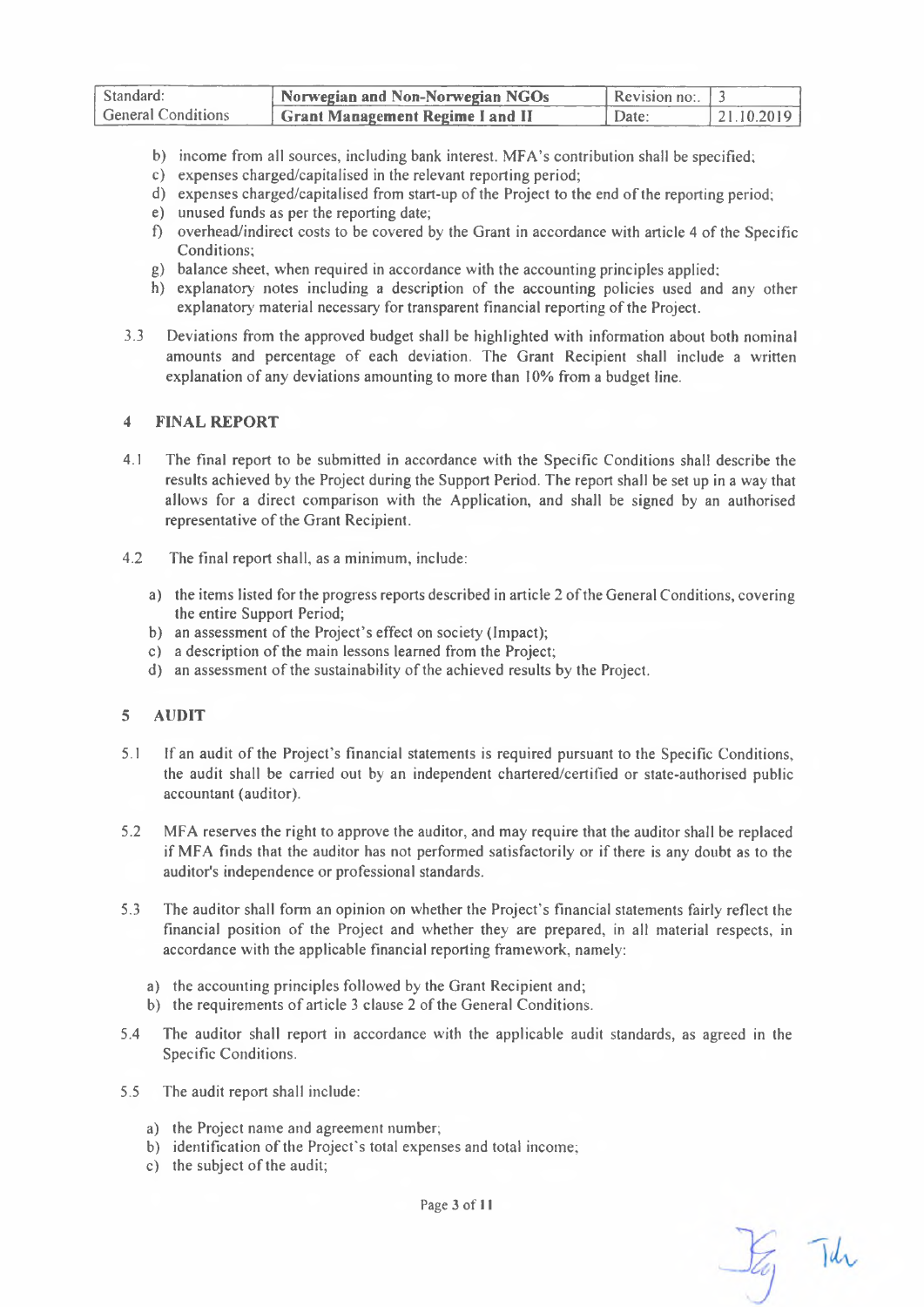b) income from all sources, including bank interest. MFA's contribution shall be specified;
c) expenses charged/capitalised in the relevant reporting period;
d) expenses charged/capitalised from start-up of the Project to the end of the reporting period;
e) unused funds as per the reporting date;
f) overhead/indirect costs to be covered by the Grant in accordance with article 4 of the Specific Conditions;
g) balance sheet, when required in accordance with the accounting principles applied;
h) explanatory notes including a description of the accounting policies used and any other explanatory material necessary for transparent financial reporting of the Project.

3.3 Deviations from the approved budget shall be highlighted with information about both nominal amounts and percentage of each deviation. The Grant Recipient shall include a written explanation of any deviations amounting to more than 10% from a budget line.

## 4 FINAL REPORT

4.1 The final report to be submitted in accordance with the Specific Conditions shall describe the results achieved by the Project during the Support Period. The report shall be set up in a way that allows for a direct comparison with the Application, and shall be signed by an authorised representative of the Grant Recipient.

4.2 The final report shall, as a minimum, include:

a) the items listed for the progress reports described in article 2 of the General Conditions, covering the entire Support Period;
b) an assessment of the Project's effect on society (Impact);
c) a description of the main lessons learned from the Project;
d) an assessment of the sustainability of the achieved results by the Project.

## 5 AUDIT

5.1 If an audit of the Project's financial statements is required pursuant to the Specific Conditions, the audit shall be carried out by an independent chartered/certified or state-authorised public accountant (auditor).

5.2 MFA reserves the right to approve the auditor, and may require that the auditor shall be replaced if MFA finds that the auditor has not performed satisfactorily or if there is any doubt as to the auditor's independence or professional standards.

5.3 The auditor shall form an opinion on whether the Project's financial statements fairly reflect the financial position of the Project and whether they are prepared, in all material respects, in accordance with the applicable financial reporting framework, namely:

a) the accounting principles followed by the Grant Recipient and;
b) the requirements of article 3 clause 2 of the General Conditions.

5.4 The auditor shall report in accordance with the applicable audit standards, as agreed in the Specific Conditions.

5.5 The audit report shall include:

a) the Project name and agreement number;
b) identification of the Project's total expenses and total income;
c) the subject of the audit;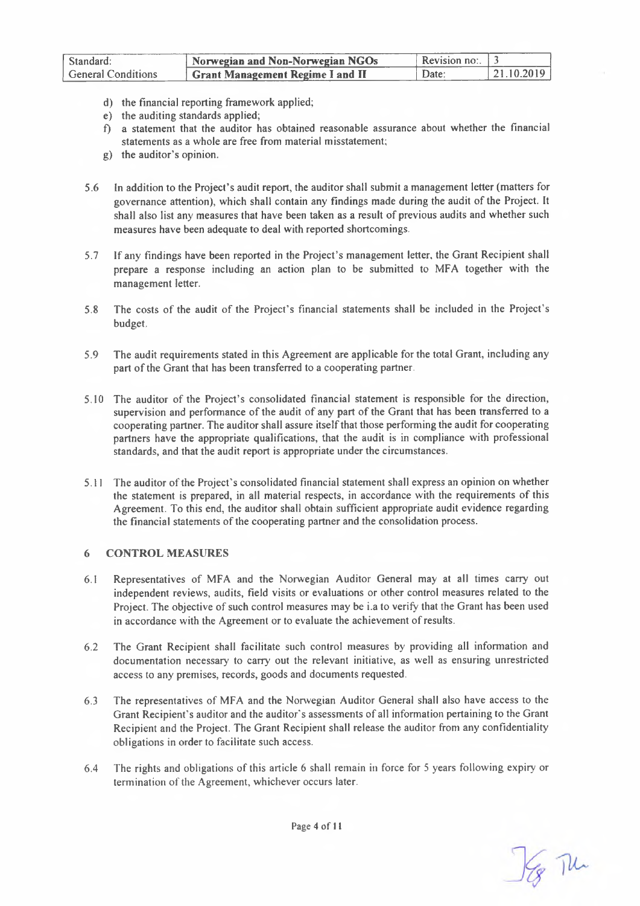d) the financial reporting framework applied;
e) the auditing standards applied;
f) a statement that the auditor has obtained reasonable assurance about whether the financial statements as a whole are free from material misstatement;
g) the auditor's opinion.

5.6 In addition to the Project's audit report, the auditor shall submit a management letter (matters for governance attention), which shall contain any findings made during the audit of the Project. It shall also list any measures that have been taken as a result of previous audits and whether such measures have been adequate to deal with reported shortcomings.

5.7 If any findings have been reported in the Project's management letter, the Grant Recipient shall prepare a response including an action plan to be submitted to MFA together with the management letter.

5.8 The costs of the audit of the Project's financial statements shall be included in the Project's budget.

5.9 The audit requirements stated in this Agreement are applicable for the total Grant, including any part of the Grant that has been transferred to a cooperating partner.

5.10 The auditor of the Project's consolidated financial statement is responsible for the direction, supervision and performance of the audit of any part of the Grant that has been transferred to a cooperating partner. The auditor shall assure itself that those performing the audit for cooperating partners have the appropriate qualifications, that the audit is in compliance with professional standards, and that the audit report is appropriate under the circumstances.

5.11 The auditor of the Project's consolidated financial statement shall express an opinion on whether the statement is prepared, in all material respects, in accordance with the requirements of this Agreement. To this end, the auditor shall obtain sufficient appropriate audit evidence regarding the financial statements of the cooperating partner and the consolidation process.

## 6 CONTROL MEASURES

6.1 Representatives of MFA and the Norwegian Auditor General may at all times carry out independent reviews, audits, field visits or evaluations or other control measures related to the Project. The objective of such control measures may be i.a to verify that the Grant has been used in accordance with the Agreement or to evaluate the achievement of results.

6.2 The Grant Recipient shall facilitate such control measures by providing all information and documentation necessary to carry out the relevant initiative, as well as ensuring unrestricted access to any premises, records, goods and documents requested.

6.3 The representatives of MFA and the Norwegian Auditor General shall also have access to the Grant Recipient's auditor and the auditor's assessments of all information pertaining to the Grant Recipient and the Project. The Grant Recipient shall release the auditor from any confidentiality obligations in order to facilitate such access.

6.4 The rights and obligations of this article 6 shall remain in force for 5 years following expiry or termination of the Agreement, whichever occurs later.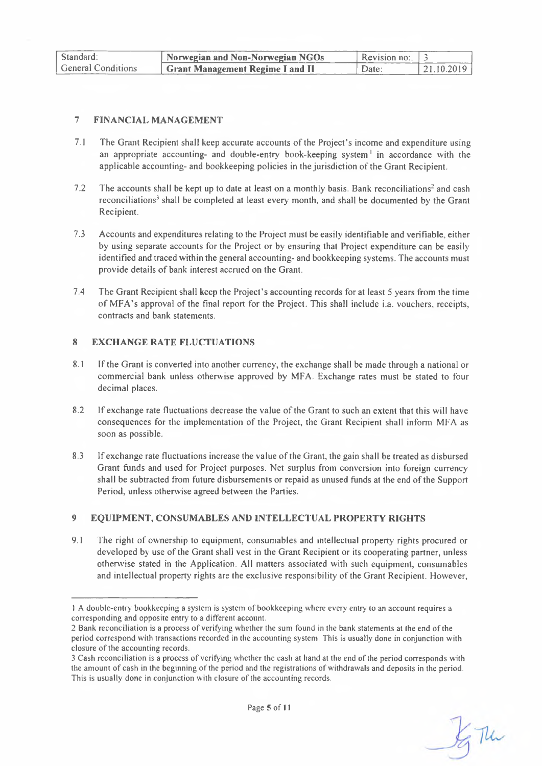## 7 FINANCIAL MANAGEMENT

7.1 The Grant Recipient shall keep accurate accounts of the Project's income and expenditure using an appropriate accounting- and double-entry book-keeping system[1] in accordance with the applicable accounting- and bookkeeping policies in the jurisdiction of the Grant Recipient.

7.2 The accounts shall be kept up to date at least on a monthly basis. Bank reconciliations[2] and cash reconciliations[3] shall be completed at least every month, and shall be documented by the Grant Recipient.

7.3 Accounts and expenditures relating to the Project must be easily identifiable and verifiable, either by using separate accounts for the Project or by ensuring that Project expenditure can be easily identified and traced within the general accounting- and bookkeeping systems. The accounts must provide details of bank interest accrued on the Grant.

7.4 The Grant Recipient shall keep the Project's accounting records for at least 5 years from the time of MFA's approval of the final report for the Project. This shall include i.a. vouchers, receipts, contracts and bank statements.

## 8 EXCHANGE RATE FLUCTUATIONS

8.1 If the Grant is converted into another currency, the exchange shall be made through a national or commercial bank unless otherwise approved by MFA. Exchange rates must be stated to four decimal places.

8.2 If exchange rate fluctuations decrease the value of the Grant to such an extent that this will have consequences for the implementation of the Project, the Grant Recipient shall inform MFA as soon as possible.

8.3 If exchange rate fluctuations increase the value of the Grant, the gain shall be treated as disbursed Grant funds and used for Project purposes. Net surplus from conversion into foreign currency shall be subtracted from future disbursements or repaid as unused funds at the end of the Support Period, unless otherwise agreed between the Parties.

## 9 EQUIPMENT, CONSUMABLES AND INTELLECTUAL PROPERTY RIGHTS

9.1 The right of ownership to equipment, consumables and intellectual property rights procured or developed by use of the Grant shall vest in the Grant Recipient or its cooperating partner, unless otherwise stated in the Application. All matters associated with such equipment, consumables and intellectual property rights are the exclusive responsibility of the Grant Recipient. However,

---

1 A double-entry bookkeeping a system is system of bookkeeping where every entry to an account requires a corresponding and opposite entry to a different account.

2 Bank reconciliation is a process of verifying whether the sum found in the bank statements at the end of the period correspond with transactions recorded in the accounting system. This is usually done in conjunction with closure of the accounting records.

3 Cash reconciliation is a process of verifying whether the cash at hand at the end of the period corresponds with the amount of cash in the beginning of the period and the registrations of withdrawals and deposits in the period. This is usually done in conjunction with closure of the accounting records.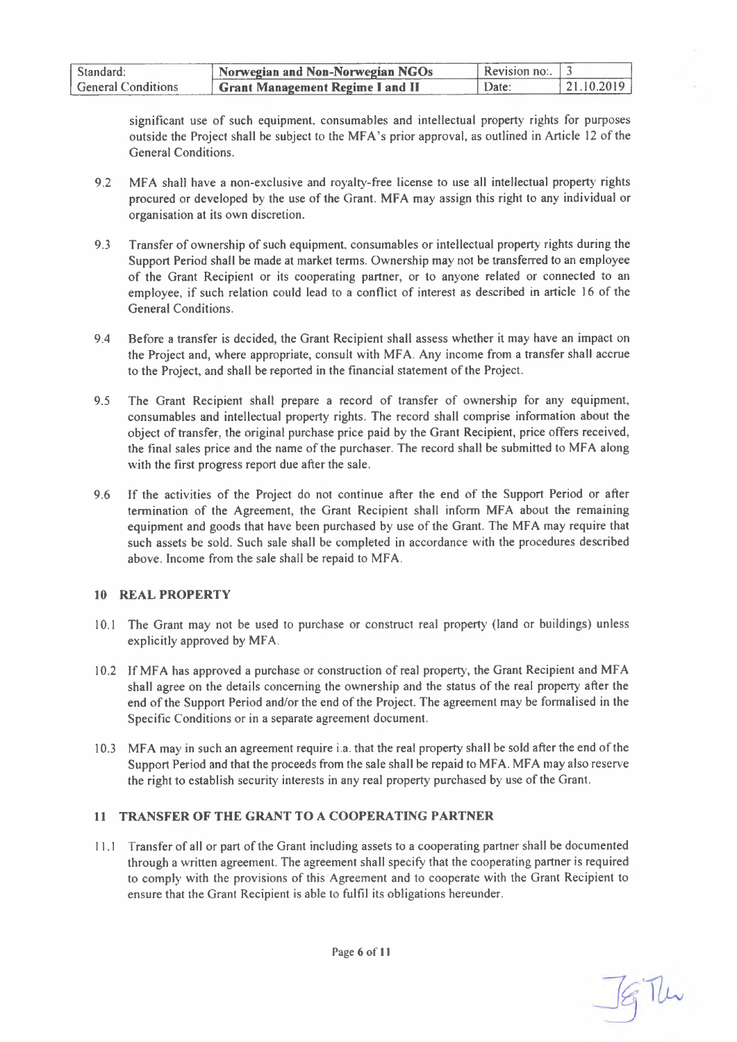significant use of such equipment, consumables and intellectual property rights for purposes outside the Project shall be subject to the MFA's prior approval, as outlined in Article 12 of the General Conditions.

9.2 MFA shall have a non-exclusive and royalty-free license to use all intellectual property rights procured or developed by the use of the Grant. MFA may assign this right to any individual or organisation at its own discretion.

9.3 Transfer of ownership of such equipment, consumables or intellectual property rights during the Support Period shall be made at market terms. Ownership may not be transferred to an employee of the Grant Recipient or its cooperating partner, or to anyone related or connected to an employee, if such relation could lead to a conflict of interest as described in article 16 of the General Conditions.

9.4 Before a transfer is decided, the Grant Recipient shall assess whether it may have an impact on the Project and, where appropriate, consult with MFA. Any income from a transfer shall accrue to the Project, and shall be reported in the financial statement of the Project.

9.5 The Grant Recipient shall prepare a record of transfer of ownership for any equipment, consumables and intellectual property rights. The record shall comprise information about the object of transfer, the original purchase price paid by the Grant Recipient, price offers received, the final sales price and the name of the purchaser. The record shall be submitted to MFA along with the first progress report due after the sale.

9.6 If the activities of the Project do not continue after the end of the Support Period or after termination of the Agreement, the Grant Recipient shall inform MFA about the remaining equipment and goods that have been purchased by use of the Grant. The MFA may require that such assets be sold. Such sale shall be completed in accordance with the procedures described above. Income from the sale shall be repaid to MFA.

## 10 REAL PROPERTY

10.1 The Grant may not be used to purchase or construct real property (land or buildings) unless explicitly approved by MFA.

10.2 If MFA has approved a purchase or construction of real property, the Grant Recipient and MFA shall agree on the details concerning the ownership and the status of the real property after the end of the Support Period and/or the end of the Project. The agreement may be formalised in the Specific Conditions or in a separate agreement document.

10.3 MFA may in such an agreement require i.a. that the real property shall be sold after the end of the Support Period and that the proceeds from the sale shall be repaid to MFA. MFA may also reserve the right to establish security interests in any real property purchased by use of the Grant.

## 11 TRANSFER OF THE GRANT TO A COOPERATING PARTNER

11.1 Transfer of all or part of the Grant including assets to a cooperating partner shall be documented through a written agreement. The agreement shall specify that the cooperating partner is required to comply with the provisions of this Agreement and to cooperate with the Grant Recipient to ensure that the Grant Recipient is able to fulfil its obligations hereunder.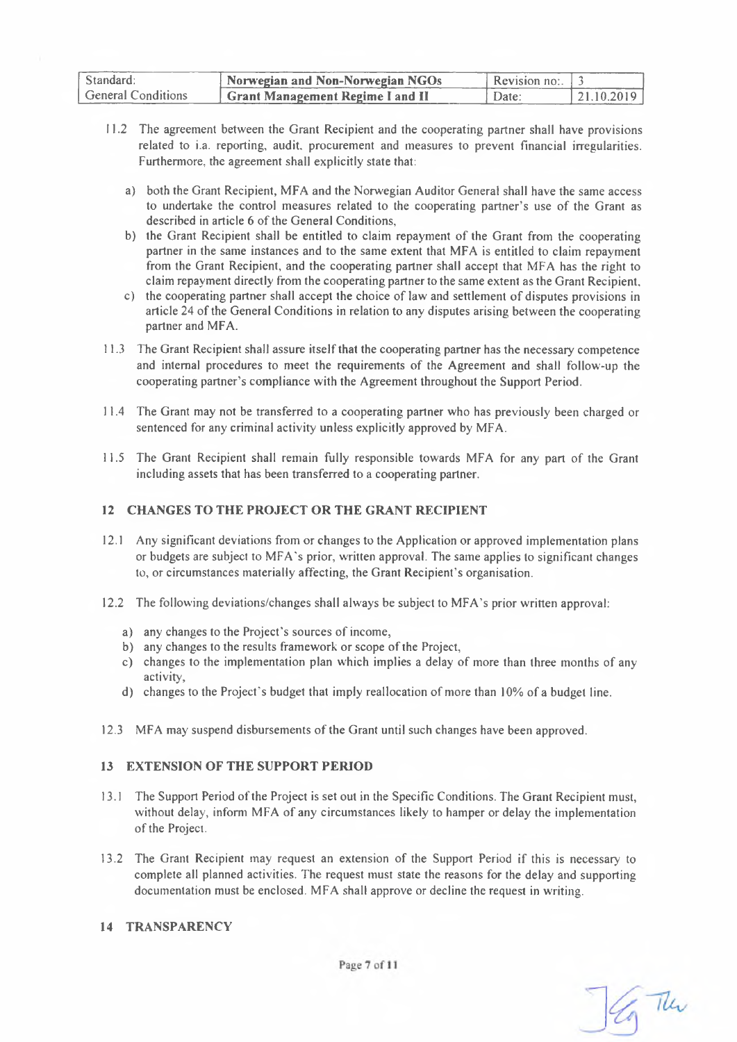11.2 The agreement between the Grant Recipient and the cooperating partner shall have provisions related to i.a. reporting, audit, procurement and measures to prevent financial irregularities. Furthermore, the agreement shall explicitly state that:

a) both the Grant Recipient, MFA and the Norwegian Auditor General shall have the same access to undertake the control measures related to the cooperating partner's use of the Grant as described in article 6 of the General Conditions,
b) the Grant Recipient shall be entitled to claim repayment of the Grant from the cooperating partner in the same instances and to the same extent that MFA is entitled to claim repayment from the Grant Recipient, and the cooperating partner shall accept that MFA has the right to claim repayment directly from the cooperating partner to the same extent as the Grant Recipient,
c) the cooperating partner shall accept the choice of law and settlement of disputes provisions in article 24 of the General Conditions in relation to any disputes arising between the cooperating partner and MFA.

11.3 The Grant Recipient shall assure itself that the cooperating partner has the necessary competence and internal procedures to meet the requirements of the Agreement and shall follow-up the cooperating partner's compliance with the Agreement throughout the Support Period.

11.4 The Grant may not be transferred to a cooperating partner who has previously been charged or sentenced for any criminal activity unless explicitly approved by MFA.

11.5 The Grant Recipient shall remain fully responsible towards MFA for any part of the Grant including assets that has been transferred to a cooperating partner.

## 12 CHANGES TO THE PROJECT OR THE GRANT RECIPIENT

12.1 Any significant deviations from or changes to the Application or approved implementation plans or budgets are subject to MFA's prior, written approval. The same applies to significant changes to, or circumstances materially affecting, the Grant Recipient's organisation.

12.2 The following deviations/changes shall always be subject to MFA's prior written approval:

a) any changes to the Project's sources of income,
b) any changes to the results framework or scope of the Project,
c) changes to the implementation plan which implies a delay of more than three months of any activity,
d) changes to the Project's budget that imply reallocation of more than 10% of a budget line.

12.3 MFA may suspend disbursements of the Grant until such changes have been approved.

## 13 EXTENSION OF THE SUPPORT PERIOD

13.1 The Support Period of the Project is set out in the Specific Conditions. The Grant Recipient must, without delay, inform MFA of any circumstances likely to hamper or delay the implementation of the Project.

13.2 The Grant Recipient may request an extension of the Support Period if this is necessary to complete all planned activities. The request must state the reasons for the delay and supporting documentation must be enclosed. MFA shall approve or decline the request in writing.

## 14 TRANSPARENCY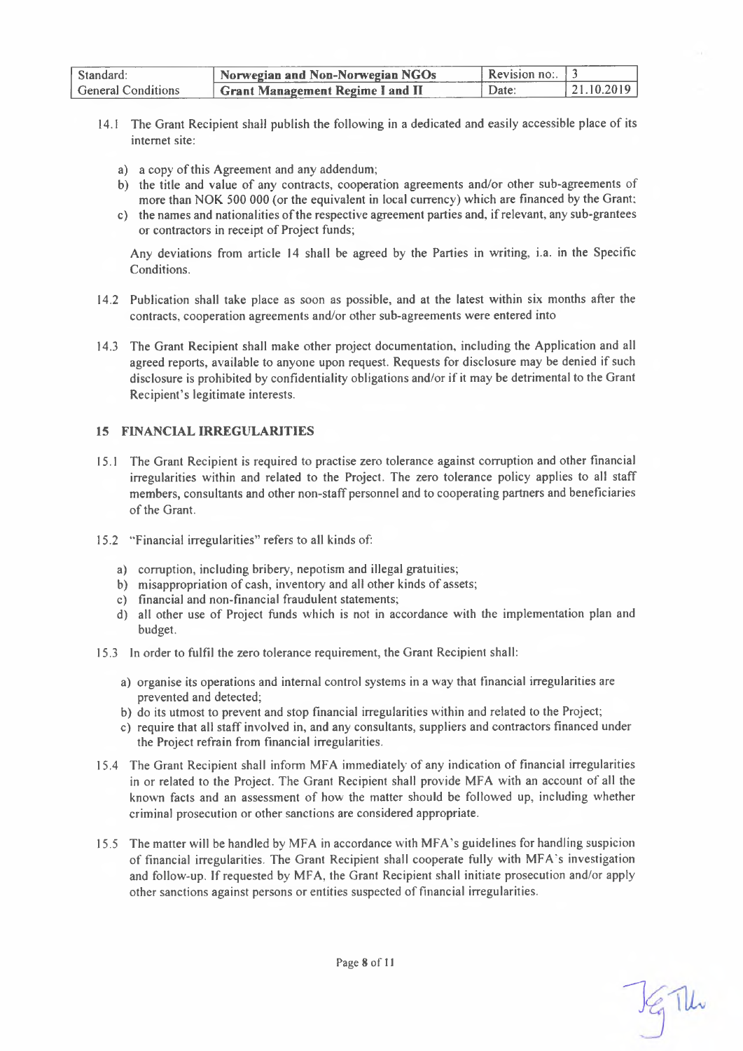14.1 The Grant Recipient shall publish the following in a dedicated and easily accessible place of its internet site:

a) a copy of this Agreement and any addendum;
b) the title and value of any contracts, cooperation agreements and/or other sub-agreements of more than NOK 500 000 (or the equivalent in local currency) which are financed by the Grant;
c) the names and nationalities of the respective agreement parties and, if relevant, any sub-grantees or contractors in receipt of Project funds;

Any deviations from article 14 shall be agreed by the Parties in writing, i.a. in the Specific Conditions.

14.2 Publication shall take place as soon as possible, and at the latest within six months after the contracts, cooperation agreements and/or other sub-agreements were entered into

14.3 The Grant Recipient shall make other project documentation, including the Application and all agreed reports, available to anyone upon request. Requests for disclosure may be denied if such disclosure is prohibited by confidentiality obligations and/or if it may be detrimental to the Grant Recipient's legitimate interests.

## 15 FINANCIAL IRREGULARITIES

15.1 The Grant Recipient is required to practise zero tolerance against corruption and other financial irregularities within and related to the Project. The zero tolerance policy applies to all staff members, consultants and other non-staff personnel and to cooperating partners and beneficiaries of the Grant.

15.2 "Financial irregularities" refers to all kinds of:

a) corruption, including bribery, nepotism and illegal gratuities;
b) misappropriation of cash, inventory and all other kinds of assets;
c) financial and non-financial fraudulent statements;
d) all other use of Project funds which is not in accordance with the implementation plan and budget.

15.3 In order to fulfil the zero tolerance requirement, the Grant Recipient shall:

a) organise its operations and internal control systems in a way that financial irregularities are prevented and detected;
b) do its utmost to prevent and stop financial irregularities within and related to the Project;
c) require that all staff involved in, and any consultants, suppliers and contractors financed under the Project refrain from financial irregularities.

15.4 The Grant Recipient shall inform MFA immediately of any indication of financial irregularities in or related to the Project. The Grant Recipient shall provide MFA with an account of all the known facts and an assessment of how the matter should be followed up, including whether criminal prosecution or other sanctions are considered appropriate.

15.5 The matter will be handled by MFA in accordance with MFA's guidelines for handling suspicion of financial irregularities. The Grant Recipient shall cooperate fully with MFA's investigation and follow-up. If requested by MFA, the Grant Recipient shall initiate prosecution and/or apply other sanctions against persons or entities suspected of financial irregularities.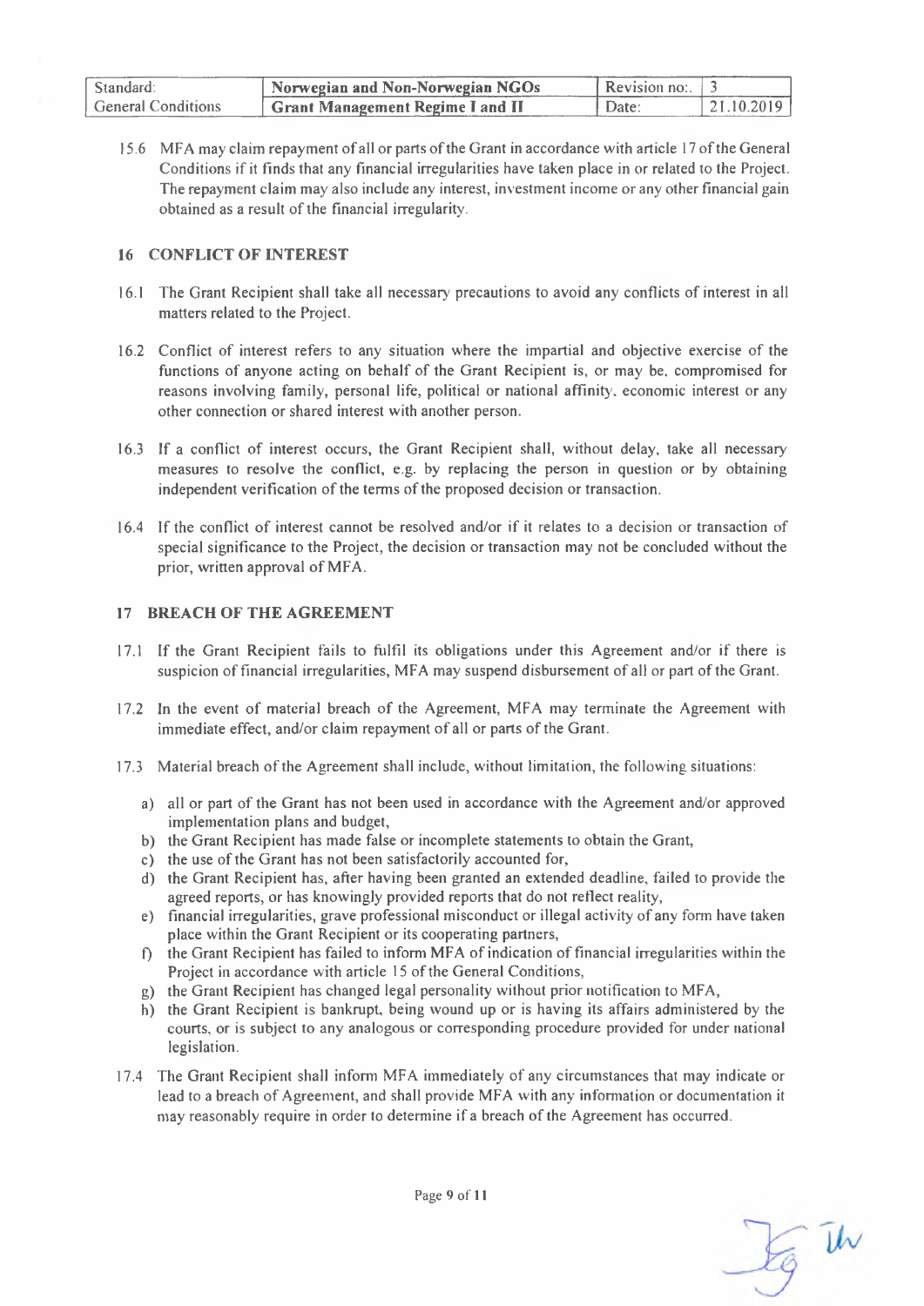15.6 MFA may claim repayment of all or parts of the Grant in accordance with article 17 of the General Conditions if it finds that any financial irregularities have taken place in or related to the Project. The repayment claim may also include any interest, investment income or any other financial gain obtained as a result of the financial irregularity.

## 16 CONFLICT OF INTEREST

16.1 The Grant Recipient shall take all necessary precautions to avoid any conflicts of interest in all matters related to the Project.

16.2 Conflict of interest refers to any situation where the impartial and objective exercise of the functions of anyone acting on behalf of the Grant Recipient is, or may be, compromised for reasons involving family, personal life, political or national affinity, economic interest or any other connection or shared interest with another person.

16.3 If a conflict of interest occurs, the Grant Recipient shall, without delay, take all necessary measures to resolve the conflict, e.g. by replacing the person in question or by obtaining independent verification of the terms of the proposed decision or transaction.

16.4 If the conflict of interest cannot be resolved and/or if it relates to a decision or transaction of special significance to the Project, the decision or transaction may not be concluded without the prior, written approval of MFA.

## 17 BREACH OF THE AGREEMENT

17.1 If the Grant Recipient fails to fulfil its obligations under this Agreement and/or if there is suspicion of financial irregularities, MFA may suspend disbursement of all or part of the Grant.

17.2 In the event of material breach of the Agreement, MFA may terminate the Agreement with immediate effect, and/or claim repayment of all or parts of the Grant.

17.3 Material breach of the Agreement shall include, without limitation, the following situations:

a) all or part of the Grant has not been used in accordance with the Agreement and/or approved implementation plans and budget,
b) the Grant Recipient has made false or incomplete statements to obtain the Grant,
c) the use of the Grant has not been satisfactorily accounted for,
d) the Grant Recipient has, after having been granted an extended deadline, failed to provide the agreed reports, or has knowingly provided reports that do not reflect reality,
e) financial irregularities, grave professional misconduct or illegal activity of any form have taken place within the Grant Recipient or its cooperating partners,
f) the Grant Recipient has failed to inform MFA of indication of financial irregularities within the Project in accordance with article 15 of the General Conditions,
g) the Grant Recipient has changed legal personality without prior notification to MFA,
h) the Grant Recipient is bankrupt, being wound up or is having its affairs administered by the courts, or is subject to any analogous or corresponding procedure provided for under national legislation.

17.4 The Grant Recipient shall inform MFA immediately of any circumstances that may indicate or lead to a breach of Agreement, and shall provide MFA with any information or documentation it may reasonably require in order to determine if a breach of the Agreement has occurred.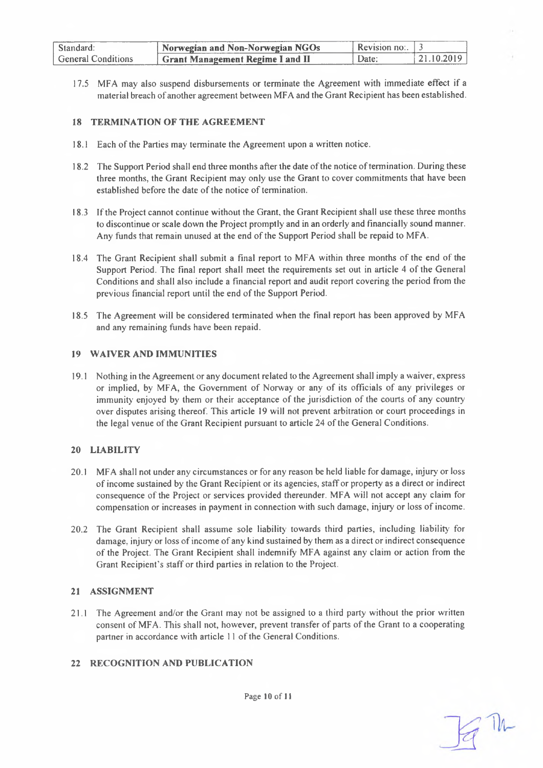17.5 MFA may also suspend disbursements or terminate the Agreement with immediate effect if a material breach of another agreement between MFA and the Grant Recipient has been established.

## 18 TERMINATION OF THE AGREEMENT

18.1 Each of the Parties may terminate the Agreement upon a written notice.

18.2 The Support Period shall end three months after the date of the notice of termination. During these three months, the Grant Recipient may only use the Grant to cover commitments that have been established before the date of the notice of termination.

18.3 If the Project cannot continue without the Grant, the Grant Recipient shall use these three months to discontinue or scale down the Project promptly and in an orderly and financially sound manner. Any funds that remain unused at the end of the Support Period shall be repaid to MFA.

18.4 The Grant Recipient shall submit a final report to MFA within three months of the end of the Support Period. The final report shall meet the requirements set out in article 4 of the General Conditions and shall also include a financial report and audit report covering the period from the previous financial report until the end of the Support Period.

18.5 The Agreement will be considered terminated when the final report has been approved by MFA and any remaining funds have been repaid.

## 19 WAIVER AND IMMUNITIES

19.1 Nothing in the Agreement or any document related to the Agreement shall imply a waiver, express or implied, by MFA, the Government of Norway or any of its officials of any privileges or immunity enjoyed by them or their acceptance of the jurisdiction of the courts of any country over disputes arising thereof. This article 19 will not prevent arbitration or court proceedings in the legal venue of the Grant Recipient pursuant to article 24 of the General Conditions.

## 20 LIABILITY

20.1 MFA shall not under any circumstances or for any reason be held liable for damage, injury or loss of income sustained by the Grant Recipient or its agencies, staff or property as a direct or indirect consequence of the Project or services provided thereunder. MFA will not accept any claim for compensation or increases in payment in connection with such damage, injury or loss of income.

20.2 The Grant Recipient shall assume sole liability towards third parties, including liability for damage, injury or loss of income of any kind sustained by them as a direct or indirect consequence of the Project. The Grant Recipient shall indemnify MFA against any claim or action from the Grant Recipient's staff or third parties in relation to the Project.

## 21 ASSIGNMENT

21.1 The Agreement and/or the Grant may not be assigned to a third party without the prior written consent of MFA. This shall not, however, prevent transfer of parts of the Grant to a cooperating partner in accordance with article 11 of the General Conditions.

## 22 RECOGNITION AND PUBLICATION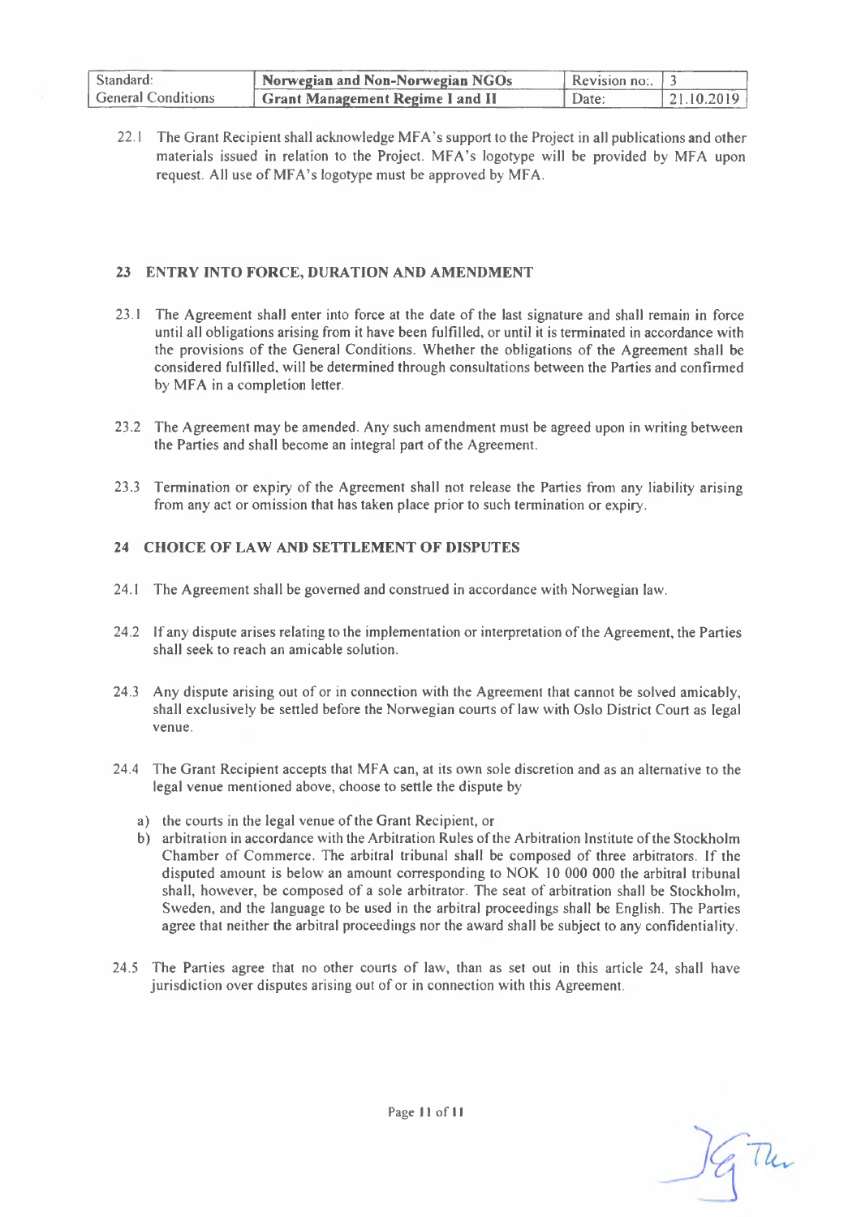22.1 The Grant Recipient shall acknowledge MFA's support to the Project in all publications and other materials issued in relation to the Project. MFA's logotype will be provided by MFA upon request. All use of MFA's logotype must be approved by MFA.

## 23 ENTRY INTO FORCE, DURATION AND AMENDMENT

23.1 The Agreement shall enter into force at the date of the last signature and shall remain in force until all obligations arising from it have been fulfilled, or until it is terminated in accordance with the provisions of the General Conditions. Whether the obligations of the Agreement shall be considered fulfilled, will be determined through consultations between the Parties and confirmed by MFA in a completion letter.

23.2 The Agreement may be amended. Any such amendment must be agreed upon in writing between the Parties and shall become an integral part of the Agreement.

23.3 Termination or expiry of the Agreement shall not release the Parties from any liability arising from any act or omission that has taken place prior to such termination or expiry.

## 24 CHOICE OF LAW AND SETTLEMENT OF DISPUTES

24.1 The Agreement shall be governed and construed in accordance with Norwegian law.

24.2 If any dispute arises relating to the implementation or interpretation of the Agreement, the Parties shall seek to reach an amicable solution.

24.3 Any dispute arising out of or in connection with the Agreement that cannot be solved amicably, shall exclusively be settled before the Norwegian courts of law with Oslo District Court as legal venue.

24.4 The Grant Recipient accepts that MFA can, at its own sole discretion and as an alternative to the legal venue mentioned above, choose to settle the dispute by

a) the courts in the legal venue of the Grant Recipient, or
b) arbitration in accordance with the Arbitration Rules of the Arbitration Institute of the Stockholm Chamber of Commerce. The arbitral tribunal shall be composed of three arbitrators. If the disputed amount is below an amount corresponding to NOK 10 000 000 the arbitral tribunal shall, however, be composed of a sole arbitrator. The seat of arbitration shall be Stockholm, Sweden, and the language to be used in the arbitral proceedings shall be English. The Parties agree that neither the arbitral proceedings nor the award shall be subject to any confidentiality.

24.5 The Parties agree that no other courts of law, than as set out in this article 24, shall have jurisdiction over disputes arising out of or in connection with this Agreement.